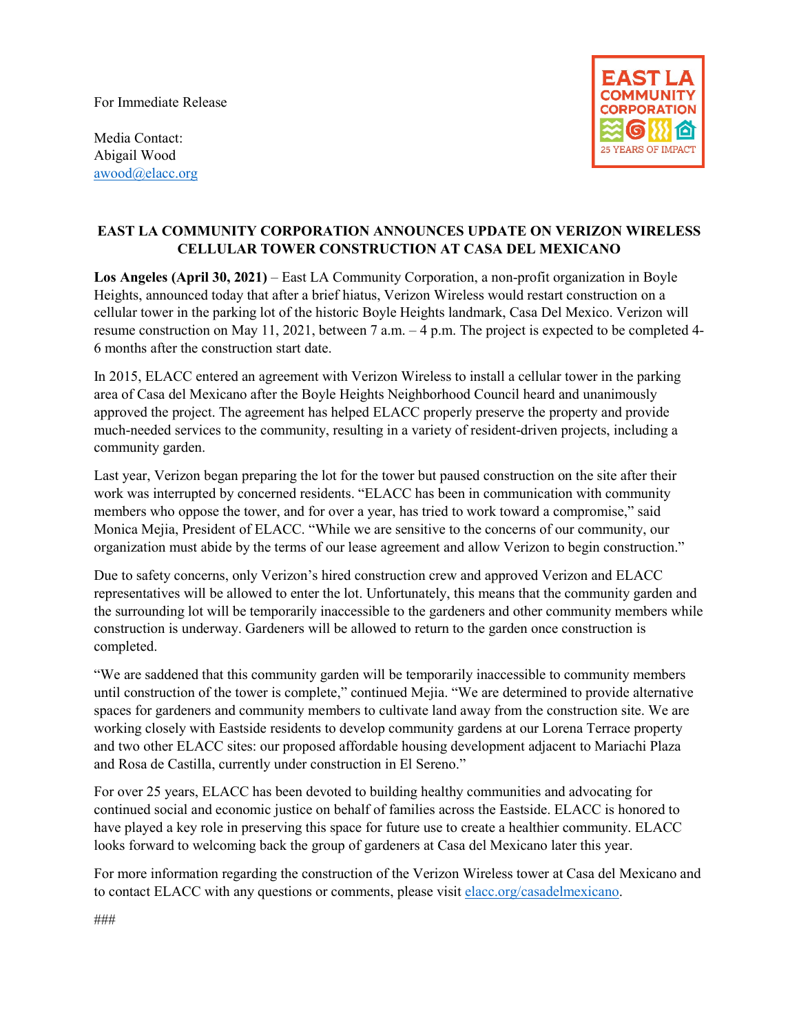For Immediate Release

Media Contact:
Abigail Wood
awood@elacc.org

EAST LA COMMUNITY CORPORATION
25 YEARS OF IMPACT

# EAST LA COMMUNITY CORPORATION ANNOUNCES UPDATE ON VERIZON WIRELESS CELLULAR TOWER CONSTRUCTION AT CASA DEL MEXICANO

**Los Angeles (April 30, 2021)** – East LA Community Corporation, a non-profit organization in Boyle Heights, announced today that after a brief hiatus, Verizon Wireless would restart construction on a cellular tower in the parking lot of the historic Boyle Heights landmark, Casa Del Mexico. Verizon will resume construction on May 11, 2021, between 7 a.m. – 4 p.m. The project is expected to be completed 4-6 months after the construction start date.

In 2015, ELACC entered an agreement with Verizon Wireless to install a cellular tower in the parking area of Casa del Mexicano after the Boyle Heights Neighborhood Council heard and unanimously approved the project. The agreement has helped ELACC properly preserve the property and provide much-needed services to the community, resulting in a variety of resident-driven projects, including a community garden.

Last year, Verizon began preparing the lot for the tower but paused construction on the site after their work was interrupted by concerned residents. "ELACC has been in communication with community members who oppose the tower, and for over a year, has tried to work toward a compromise," said Monica Mejia, President of ELACC. "While we are sensitive to the concerns of our community, our organization must abide by the terms of our lease agreement and allow Verizon to begin construction."

Due to safety concerns, only Verizon's hired construction crew and approved Verizon and ELACC representatives will be allowed to enter the lot. Unfortunately, this means that the community garden and the surrounding lot will be temporarily inaccessible to the gardeners and other community members while construction is underway. Gardeners will be allowed to return to the garden once construction is completed.

"We are saddened that this community garden will be temporarily inaccessible to community members until construction of the tower is complete," continued Mejia. "We are determined to provide alternative spaces for gardeners and community members to cultivate land away from the construction site. We are working closely with Eastside residents to develop community gardens at our Lorena Terrace property and two other ELACC sites: our proposed affordable housing development adjacent to Mariachi Plaza and Rosa de Castilla, currently under construction in El Sereno."

For over 25 years, ELACC has been devoted to building healthy communities and advocating for continued social and economic justice on behalf of families across the Eastside. ELACC is honored to have played a key role in preserving this space for future use to create a healthier community. ELACC looks forward to welcoming back the group of gardeners at Casa del Mexicano later this year.

For more information regarding the construction of the Verizon Wireless tower at Casa del Mexicano and to contact ELACC with any questions or comments, please visit elacc.org/casadelmexicano.

###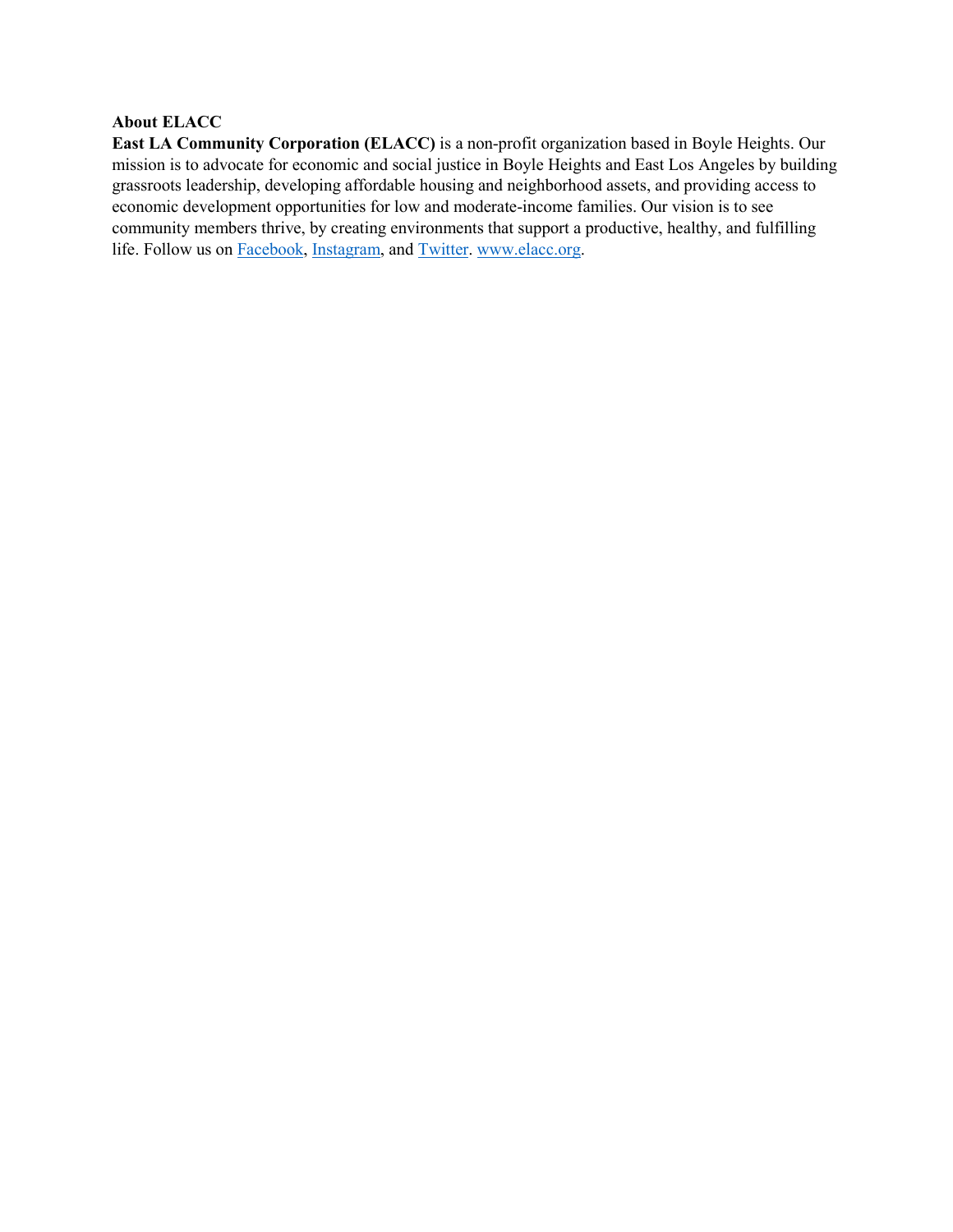**About ELACC**

**East LA Community Corporation (ELACC)** is a non-profit organization based in Boyle Heights. Our mission is to advocate for economic and social justice in Boyle Heights and East Los Angeles by building grassroots leadership, developing affordable housing and neighborhood assets, and providing access to economic development opportunities for low and moderate-income families. Our vision is to see community members thrive, by creating environments that support a productive, healthy, and fulfilling life. Follow us on Facebook, Instagram, and Twitter. www.elacc.org.